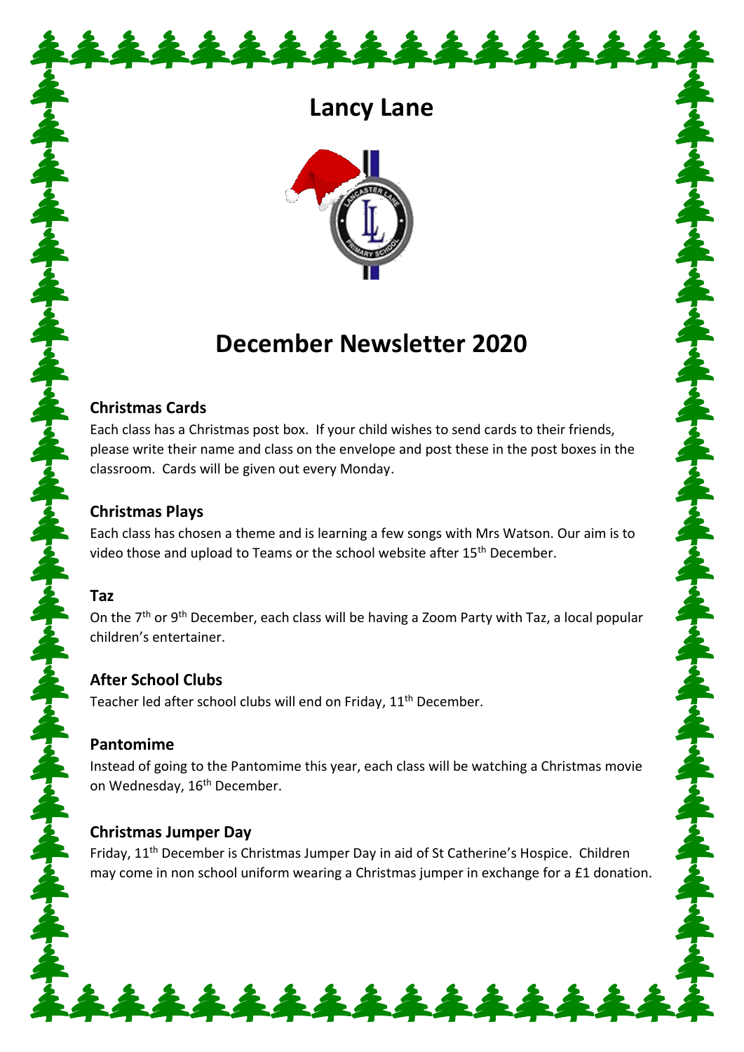# Lancy Lane

# December Newsletter 2020

### Christmas Cards

Each class has a Christmas post box. If your child wishes to send cards to their friends, please write their name and class on the envelope and post these in the post boxes in the classroom. Cards will be given out every Monday.

### Christmas Plays

Each class has chosen a theme and is learning a few songs with Mrs Watson. Our aim is to video those and upload to Teams or the school website after 15th December.

### Taz

On the 7th or 9th December, each class will be having a Zoom Party with Taz, a local popular children's entertainer.

### After School Clubs

Teacher led after school clubs will end on Friday, 11th December.

### Pantomime

Instead of going to the Pantomime this year, each class will be watching a Christmas movie on Wednesday, 16th December.

### Christmas Jumper Day

Friday, 11th December is Christmas Jumper Day in aid of St Catherine's Hospice. Children may come in non school uniform wearing a Christmas jumper in exchange for a £1 donation.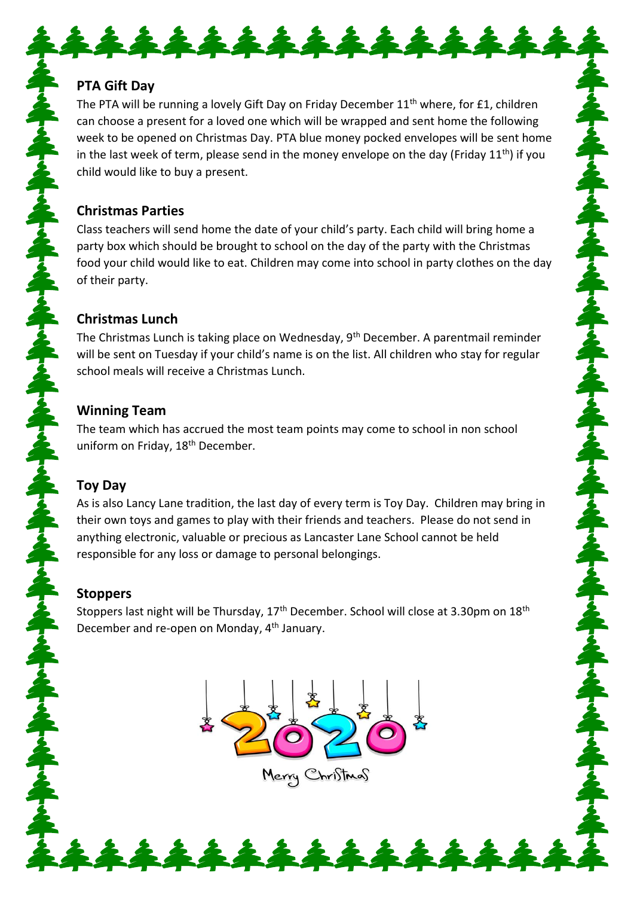## PTA Gift Day

The PTA will be running a lovely Gift Day on Friday December 11th where, for £1, children can choose a present for a loved one which will be wrapped and sent home the following week to be opened on Christmas Day. PTA blue money pocked envelopes will be sent home in the last week of term, please send in the money envelope on the day (Friday 11th) if you child would like to buy a present.

## Christmas Parties

Class teachers will send home the date of your child's party. Each child will bring home a party box which should be brought to school on the day of the party with the Christmas food your child would like to eat. Children may come into school in party clothes on the day of their party.

## Christmas Lunch

The Christmas Lunch is taking place on Wednesday, 9th December. A parentmail reminder will be sent on Tuesday if your child's name is on the list. All children who stay for regular school meals will receive a Christmas Lunch.

## Winning Team

The team which has accrued the most team points may come to school in non school uniform on Friday, 18th December.

## Toy Day

As is also Lancy Lane tradition, the last day of every term is Toy Day. Children may bring in their own toys and games to play with their friends and teachers. Please do not send in anything electronic, valuable or precious as Lancaster Lane School cannot be held responsible for any loss or damage to personal belongings.

## Stoppers

Stoppers last night will be Thursday, 17th December. School will close at 3.30pm on 18th December and re-open on Monday, 4th January.

2020

Merry Christmas